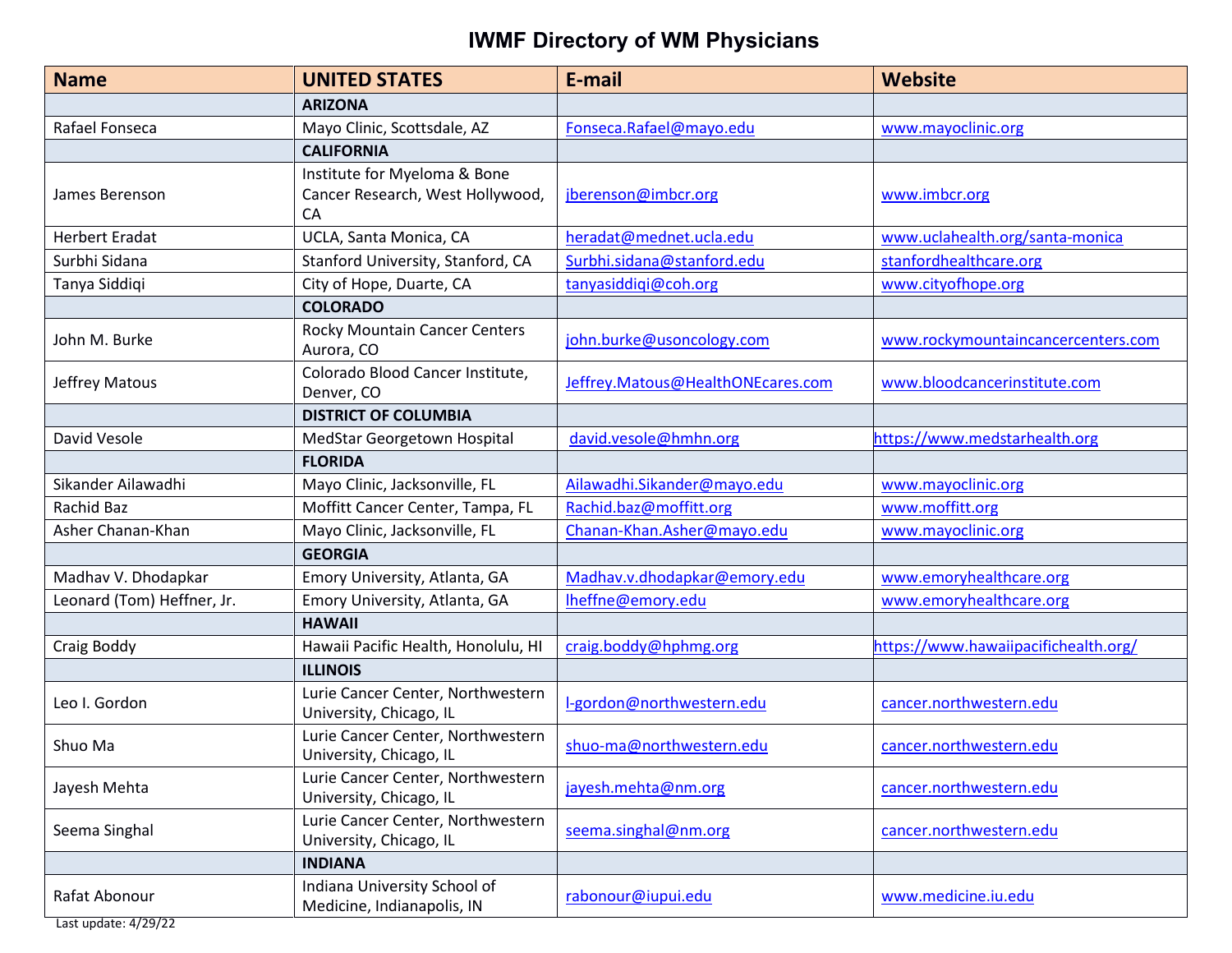# IWMF Directory of WM Physicians

| Name | UNITED STATES | E-mail | Website |
|---|---|---|---|
| | **ARIZONA** | | |
| Rafael Fonseca | Mayo Clinic, Scottsdale, AZ | Fonseca.Rafael@mayo.edu | www.mayoclinic.org |
| | **CALIFORNIA** | | |
| James Berenson | Institute for Myeloma & Bone Cancer Research, West Hollywood, CA | jberenson@imbcr.org | www.imbcr.org |
| Herbert Eradat | UCLA, Santa Monica, CA | heradat@mednet.ucla.edu | www.uclahealth.org/santa-monica |
| Surbhi Sidana | Stanford University, Stanford, CA | Surbhi.sidana@stanford.edu | stanfordhealthcare.org |
| Tanya Siddiqi | City of Hope, Duarte, CA | tanyasiddiqi@coh.org | www.cityofhope.org |
| | **COLORADO** | | |
| John M. Burke | Rocky Mountain Cancer Centers Aurora, CO | john.burke@usoncology.com | www.rockymountaincancercenters.com |
| Jeffrey Matous | Colorado Blood Cancer Institute, Denver, CO | Jeffrey.Matous@HealthONEcares.com | www.bloodcancerinstitute.com |
| | **DISTRICT OF COLUMBIA** | | |
| David Vesole | MedStar Georgetown Hospital | david.vesole@hmhn.org | https://www.medstarhealth.org |
| | **FLORIDA** | | |
| Sikander Ailawadhi | Mayo Clinic, Jacksonville, FL | Ailawadhi.Sikander@mayo.edu | www.mayoclinic.org |
| Rachid Baz | Moffitt Cancer Center, Tampa, FL | Rachid.baz@moffitt.org | www.moffitt.org |
| Asher Chanan-Khan | Mayo Clinic, Jacksonville, FL | Chanan-Khan.Asher@mayo.edu | www.mayoclinic.org |
| | **GEORGIA** | | |
| Madhav V. Dhodapkar | Emory University, Atlanta, GA | Madhav.v.dhodapkar@emory.edu | www.emoryhealthcare.org |
| Leonard (Tom) Heffner, Jr. | Emory University, Atlanta, GA | lheffne@emory.edu | www.emoryhealthcare.org |
| | **HAWAII** | | |
| Craig Boddy | Hawaii Pacific Health, Honolulu, HI | craig.boddy@hphmg.org | https://www.hawaiipacifichealth.org/ |
| | **ILLINOIS** | | |
| Leo I. Gordon | Lurie Cancer Center, Northwestern University, Chicago, IL | l-gordon@northwestern.edu | cancer.northwestern.edu |
| Shuo Ma | Lurie Cancer Center, Northwestern University, Chicago, IL | shuo-ma@northwestern.edu | cancer.northwestern.edu |
| Jayesh Mehta | Lurie Cancer Center, Northwestern University, Chicago, IL | jayesh.mehta@nm.org | cancer.northwestern.edu |
| Seema Singhal | Lurie Cancer Center, Northwestern University, Chicago, IL | seema.singhal@nm.org | cancer.northwestern.edu |
| | **INDIANA** | | |
| Rafat Abonour | Indiana University School of Medicine, Indianapolis, IN | rabonour@iupui.edu | www.medicine.iu.edu |

Last update: 4/29/22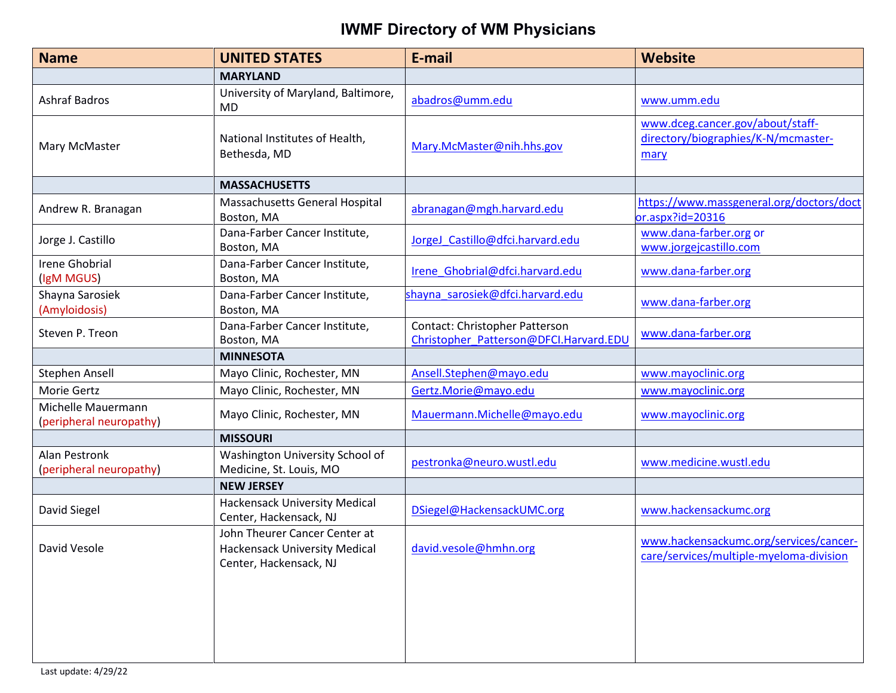# IWMF Directory of WM Physicians

| Name | UNITED STATES | E-mail | Website |
|---|---|---|---|
| | **MARYLAND** | | |
| Ashraf Badros | University of Maryland, Baltimore, MD | abadros@umm.edu | www.umm.edu |
| Mary McMaster | National Institutes of Health, Bethesda, MD | Mary.McMaster@nih.hhs.gov | www.dceg.cancer.gov/about/staff-directory/biographies/K-N/mcmaster-mary |
| | **MASSACHUSETTS** | | |
| Andrew R. Branagan | Massachusetts General Hospital Boston, MA | abranagan@mgh.harvard.edu | https://www.massgeneral.org/doctors/doctor.aspx?id=20316 |
| Jorge J. Castillo | Dana-Farber Cancer Institute, Boston, MA | JorgeJ_Castillo@dfci.harvard.edu | www.dana-farber.org or www.jorgejcastillo.com |
| Irene Ghobrial (IgM MGUS) | Dana-Farber Cancer Institute, Boston, MA | Irene_Ghobrial@dfci.harvard.edu | www.dana-farber.org |
| Shayna Sarosiek (Amyloidosis) | Dana-Farber Cancer Institute, Boston, MA | shayna_sarosiek@dfci.harvard.edu | www.dana-farber.org |
| Steven P. Treon | Dana-Farber Cancer Institute, Boston, MA | Contact: Christopher Patterson Christopher_Patterson@DFCI.Harvard.EDU | www.dana-farber.org |
| | **MINNESOTA** | | |
| Stephen Ansell | Mayo Clinic, Rochester, MN | Ansell.Stephen@mayo.edu | www.mayoclinic.org |
| Morie Gertz | Mayo Clinic, Rochester, MN | Gertz.Morie@mayo.edu | www.mayoclinic.org |
| Michelle Mauermann (peripheral neuropathy) | Mayo Clinic, Rochester, MN | Mauermann.Michelle@mayo.edu | www.mayoclinic.org |
| | **MISSOURI** | | |
| Alan Pestronk (peripheral neuropathy) | Washington University School of Medicine, St. Louis, MO | pestronka@neuro.wustl.edu | www.medicine.wustl.edu |
| | **NEW JERSEY** | | |
| David Siegel | Hackensack University Medical Center, Hackensack, NJ | DSiegel@HackensackUMC.org | www.hackensackumc.org |
| David Vesole | John Theurer Cancer Center at Hackensack University Medical Center, Hackensack, NJ | david.vesole@hmhn.org | www.hackensackumc.org/services/cancer-care/services/multiple-myeloma-division |

Last update: 4/29/22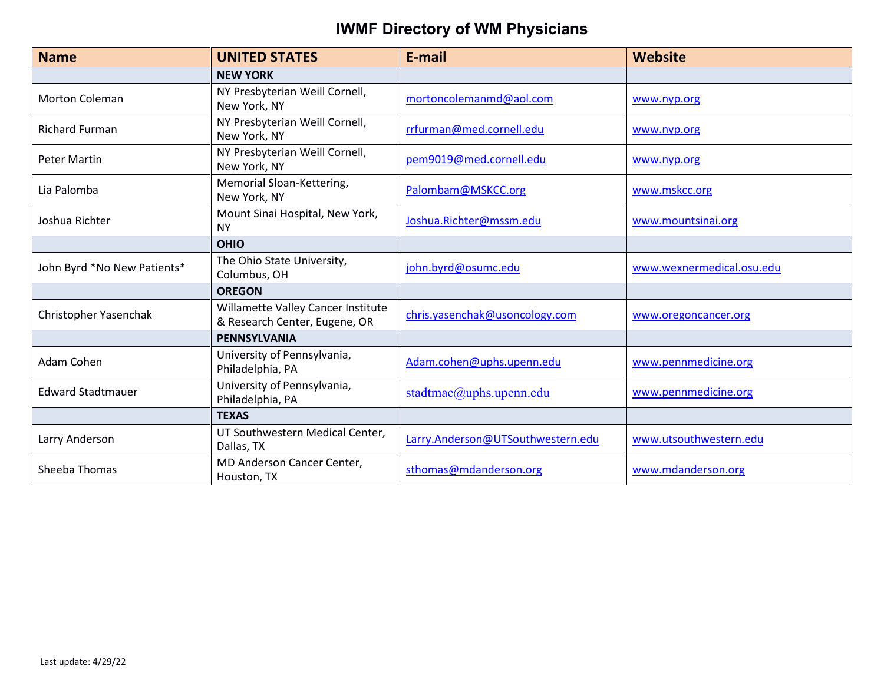# IWMF Directory of WM Physicians

| Name | UNITED STATES | E-mail | Website |
|---|---|---|---|
| | **NEW YORK** | | |
| Morton Coleman | NY Presbyterian Weill Cornell, New York, NY | mortoncolemanmd@aol.com | www.nyp.org |
| Richard Furman | NY Presbyterian Weill Cornell, New York, NY | rrfurman@med.cornell.edu | www.nyp.org |
| Peter Martin | NY Presbyterian Weill Cornell, New York, NY | pem9019@med.cornell.edu | www.nyp.org |
| Lia Palomba | Memorial Sloan-Kettering, New York, NY | Palombam@MSKCC.org | www.mskcc.org |
| Joshua Richter | Mount Sinai Hospital, New York, NY | Joshua.Richter@mssm.edu | www.mountsinai.org |
| | **OHIO** | | |
| John Byrd *No New Patients* | The Ohio State University, Columbus, OH | john.byrd@osumc.edu | www.wexnermedical.osu.edu |
| | **OREGON** | | |
| Christopher Yasenchak | Willamette Valley Cancer Institute & Research Center, Eugene, OR | chris.yasenchak@usoncology.com | www.oregoncancer.org |
| | **PENNSYLVANIA** | | |
| Adam Cohen | University of Pennsylvania, Philadelphia, PA | Adam.cohen@uphs.upenn.edu | www.pennmedicine.org |
| Edward Stadtmauer | University of Pennsylvania, Philadelphia, PA | stadtmae@uphs.upenn.edu | www.pennmedicine.org |
| | **TEXAS** | | |
| Larry Anderson | UT Southwestern Medical Center, Dallas, TX | Larry.Anderson@UTSouthwestern.edu | www.utsouthwestern.edu |
| Sheeba Thomas | MD Anderson Cancer Center, Houston, TX | sthomas@mdanderson.org | www.mdanderson.org |

Last update: 4/29/22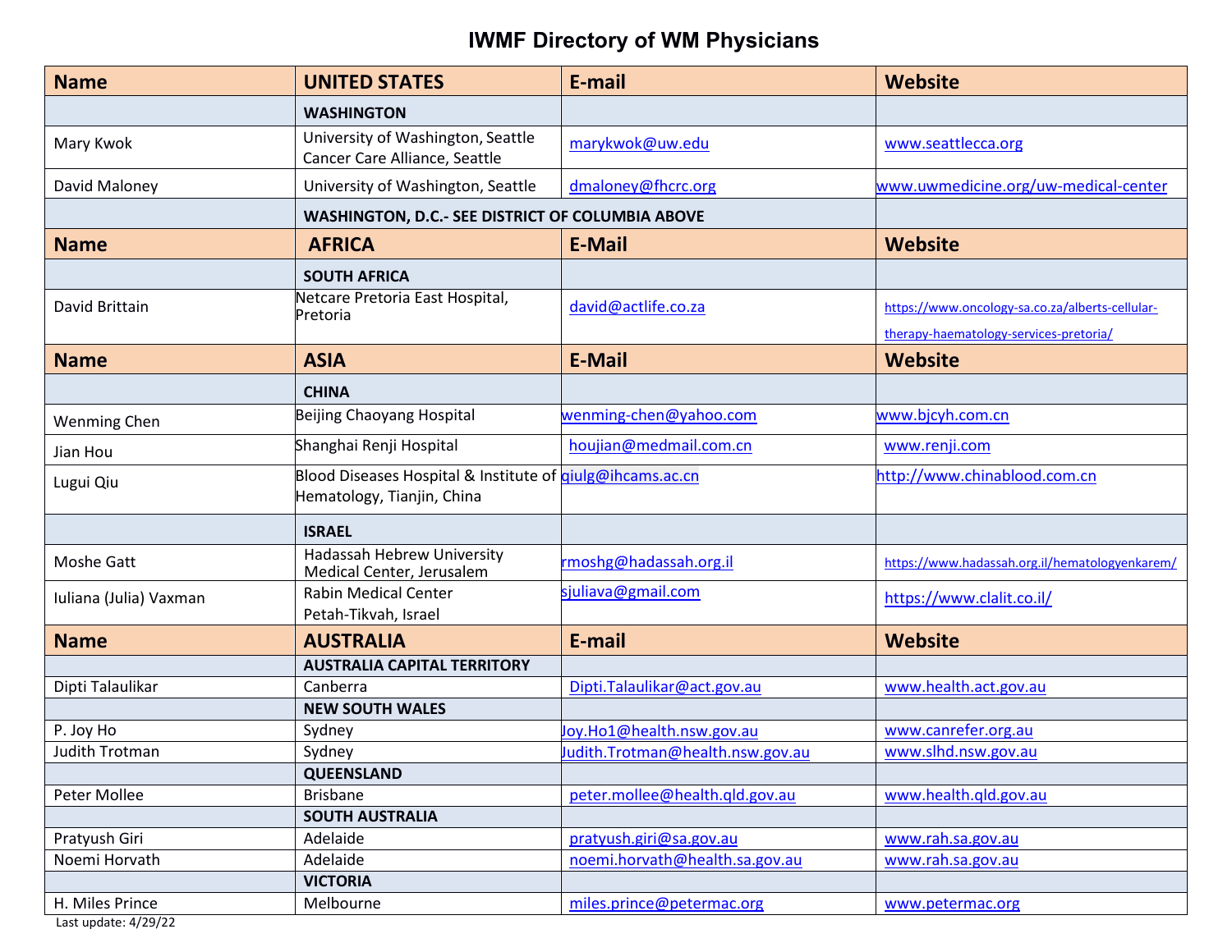# IWMF Directory of WM Physicians

| Name | UNITED STATES | E-mail | Website |
|---|---|---|---|
| | **WASHINGTON** | | |
| Mary Kwok | University of Washington, Seattle Cancer Care Alliance, Seattle | marykwok@uw.edu | www.seattlecca.org |
| David Maloney | University of Washington, Seattle | dmaloney@fhcrc.org | www.uwmedicine.org/uw-medical-center |
| | **WASHINGTON, D.C.- SEE DISTRICT OF COLUMBIA ABOVE** | | |
| **Name** | **AFRICA** | **E-Mail** | **Website** |
| | **SOUTH AFRICA** | | |
| David Brittain | Netcare Pretoria East Hospital, Pretoria | david@actlife.co.za | https://www.oncology-sa.co.za/alberts-cellular-therapy-haematology-services-pretoria/ |
| **Name** | **ASIA** | **E-Mail** | **Website** |
| | **CHINA** | | |
| Wenming Chen | Beijing Chaoyang Hospital | wenming-chen@yahoo.com | www.bjcyh.com.cn |
| Jian Hou | Shanghai Renji Hospital | houjian@medmail.com.cn | www.renji.com |
| Lugui Qiu | Blood Diseases Hospital & Institute of Hematology, Tianjin, China | qiulg@ihcams.ac.cn | http://www.chinablood.com.cn |
| | **ISRAEL** | | |
| Moshe Gatt | Hadassah Hebrew University Medical Center, Jerusalem | rmoshg@hadassah.org.il | https://www.hadassah.org.il/hematologyenkarem/ |
| Iuliana (Julia) Vaxman | Rabin Medical Center Petah-Tikvah, Israel | sjuliava@gmail.com | https://www.clalit.co.il/ |
| **Name** | **AUSTRALIA** | **E-mail** | **Website** |
| | **AUSTRALIA CAPITAL TERRITORY** | | |
| Dipti Talaulikar | Canberra | Dipti.Talaulikar@act.gov.au | www.health.act.gov.au |
| | **NEW SOUTH WALES** | | |
| P. Joy Ho | Sydney | Joy.Ho1@health.nsw.gov.au | www.canrefer.org.au |
| Judith Trotman | Sydney | Judith.Trotman@health.nsw.gov.au | www.slhd.nsw.gov.au |
| | **QUEENSLAND** | | |
| Peter Mollee | Brisbane | peter.mollee@health.qld.gov.au | www.health.qld.gov.au |
| | **SOUTH AUSTRALIA** | | |
| Pratyush Giri | Adelaide | pratyush.giri@sa.gov.au | www.rah.sa.gov.au |
| Noemi Horvath | Adelaide | noemi.horvath@health.sa.gov.au | www.rah.sa.gov.au |
| | **VICTORIA** | | |
| H. Miles Prince | Melbourne | miles.prince@petermac.org | www.petermac.org |

Last update: 4/29/22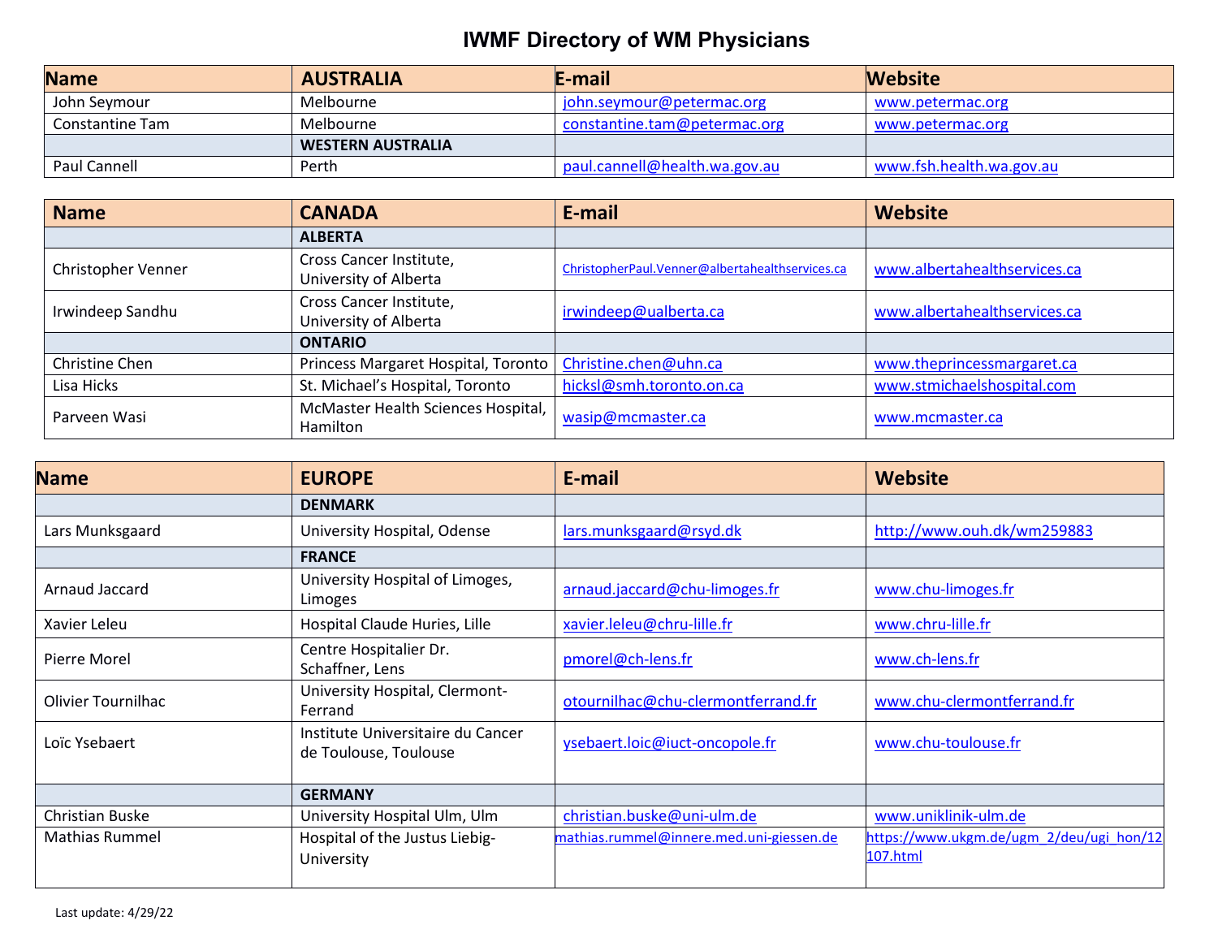# IWMF Directory of WM Physicians

| Name | AUSTRALIA | E-mail | Website |
|---|---|---|---|
| John Seymour | Melbourne | john.seymour@petermac.org | www.petermac.org |
| Constantine Tam | Melbourne | constantine.tam@petermac.org | www.petermac.org |
| | **WESTERN AUSTRALIA** | | |
| Paul Cannell | Perth | paul.cannell@health.wa.gov.au | www.fsh.health.wa.gov.au |

| Name | CANADA | E-mail | Website |
|---|---|---|---|
| | **ALBERTA** | | |
| Christopher Venner | Cross Cancer Institute, University of Alberta | ChristopherPaul.Venner@albertahealthservices.ca | www.albertahealthservices.ca |
| Irwindeep Sandhu | Cross Cancer Institute, University of Alberta | irwindeep@ualberta.ca | www.albertahealthservices.ca |
| | **ONTARIO** | | |
| Christine Chen | Princess Margaret Hospital, Toronto | Christine.chen@uhn.ca | www.theprincessmargaret.ca |
| Lisa Hicks | St. Michael's Hospital, Toronto | hicksl@smh.toronto.on.ca | www.stmichaelshospital.com |
| Parveen Wasi | McMaster Health Sciences Hospital, Hamilton | wasip@mcmaster.ca | www.mcmaster.ca |

| Name | EUROPE | E-mail | Website |
|---|---|---|---|
| | **DENMARK** | | |
| Lars Munksgaard | University Hospital, Odense | lars.munksgaard@rsyd.dk | http://www.ouh.dk/wm259883 |
| | **FRANCE** | | |
| Arnaud Jaccard | University Hospital of Limoges, Limoges | arnaud.jaccard@chu-limoges.fr | www.chu-limoges.fr |
| Xavier Leleu | Hospital Claude Huries, Lille | xavier.leleu@chru-lille.fr | www.chru-lille.fr |
| Pierre Morel | Centre Hospitalier Dr. Schaffner, Lens | pmorel@ch-lens.fr | www.ch-lens.fr |
| Olivier Tournilhac | University Hospital, Clermont-Ferrand | otournilhac@chu-clermontferrand.fr | www.chu-clermontferrand.fr |
| Loïc Ysebaert | Institute Universitaire du Cancer de Toulouse, Toulouse | ysebaert.loic@iuct-oncopole.fr | www.chu-toulouse.fr |
| | **GERMANY** | | |
| Christian Buske | University Hospital Ulm, Ulm | christian.buske@uni-ulm.de | www.uniklinik-ulm.de |
| Mathias Rummel | Hospital of the Justus Liebig-University | mathias.rummel@innere.med.uni-giessen.de | https://www.ukgm.de/ugm_2/deu/ugi_hon/12107.html |

Last update: 4/29/22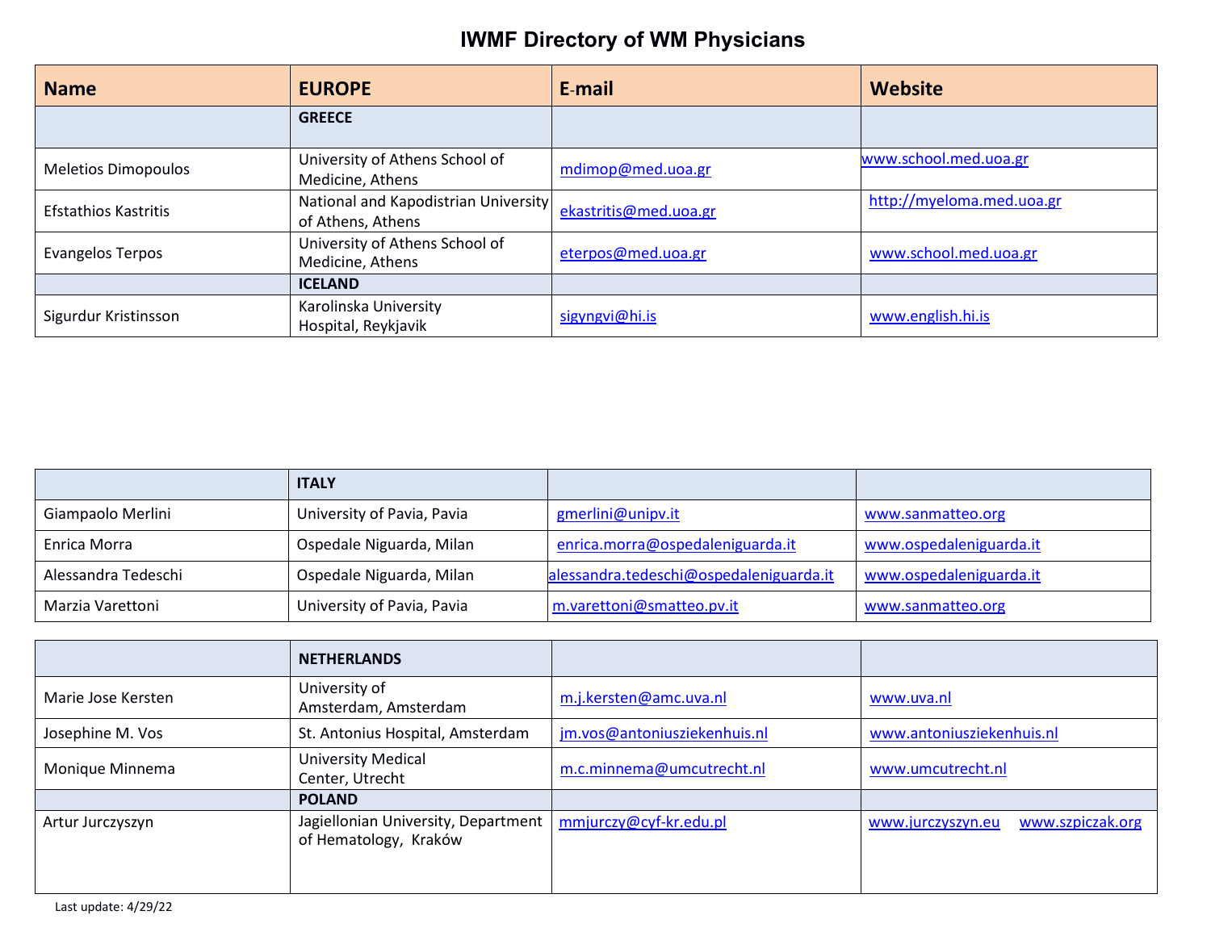# IWMF Directory of WM Physicians

| Name | EUROPE | E-mail | Website |
|---|---|---|---|
| | **GREECE** | | |
| Meletios Dimopoulos | University of Athens School of Medicine, Athens | mdimop@med.uoa.gr | www.school.med.uoa.gr |
| Efstathios Kastritis | National and Kapodistrian University of Athens, Athens | ekastritis@med.uoa.gr | http://myeloma.med.uoa.gr |
| Evangelos Terpos | University of Athens School of Medicine, Athens | eterpos@med.uoa.gr | www.school.med.uoa.gr |
| | **ICELAND** | | |
| Sigurdur Kristinsson | Karolinska University Hospital, Reykjavik | sigyngvi@hi.is | www.english.hi.is |
| | **ITALY** | | |
| Giampaolo Merlini | University of Pavia, Pavia | gmerlini@unipv.it | www.sanmatteo.org |
| Enrica Morra | Ospedale Niguarda, Milan | enrica.morra@ospedaleniguarda.it | www.ospedaleniguarda.it |
| Alessandra Tedeschi | Ospedale Niguarda, Milan | alessandra.tedeschi@ospedaleniguarda.it | www.ospedaleniguarda.it |
| Marzia Varettoni | University of Pavia, Pavia | m.varettoni@smatteo.pv.it | www.sanmatteo.org |
| | **NETHERLANDS** | | |
| Marie Jose Kersten | University of Amsterdam, Amsterdam | m.j.kersten@amc.uva.nl | www.uva.nl |
| Josephine M. Vos | St. Antonius Hospital, Amsterdam | jm.vos@antoniusziekenhuis.nl | www.antoniusziekenhuis.nl |
| Monique Minnema | University Medical Center, Utrecht | m.c.minnema@umcutrecht.nl | www.umcutrecht.nl |
| | **POLAND** | | |
| Artur Jurczyszyn | Jagiellonian University, Department of Hematology, Kraków | mmjurczy@cyf-kr.edu.pl | www.jurczyszyn.eu www.szpiczak.org |

Last update: 4/29/22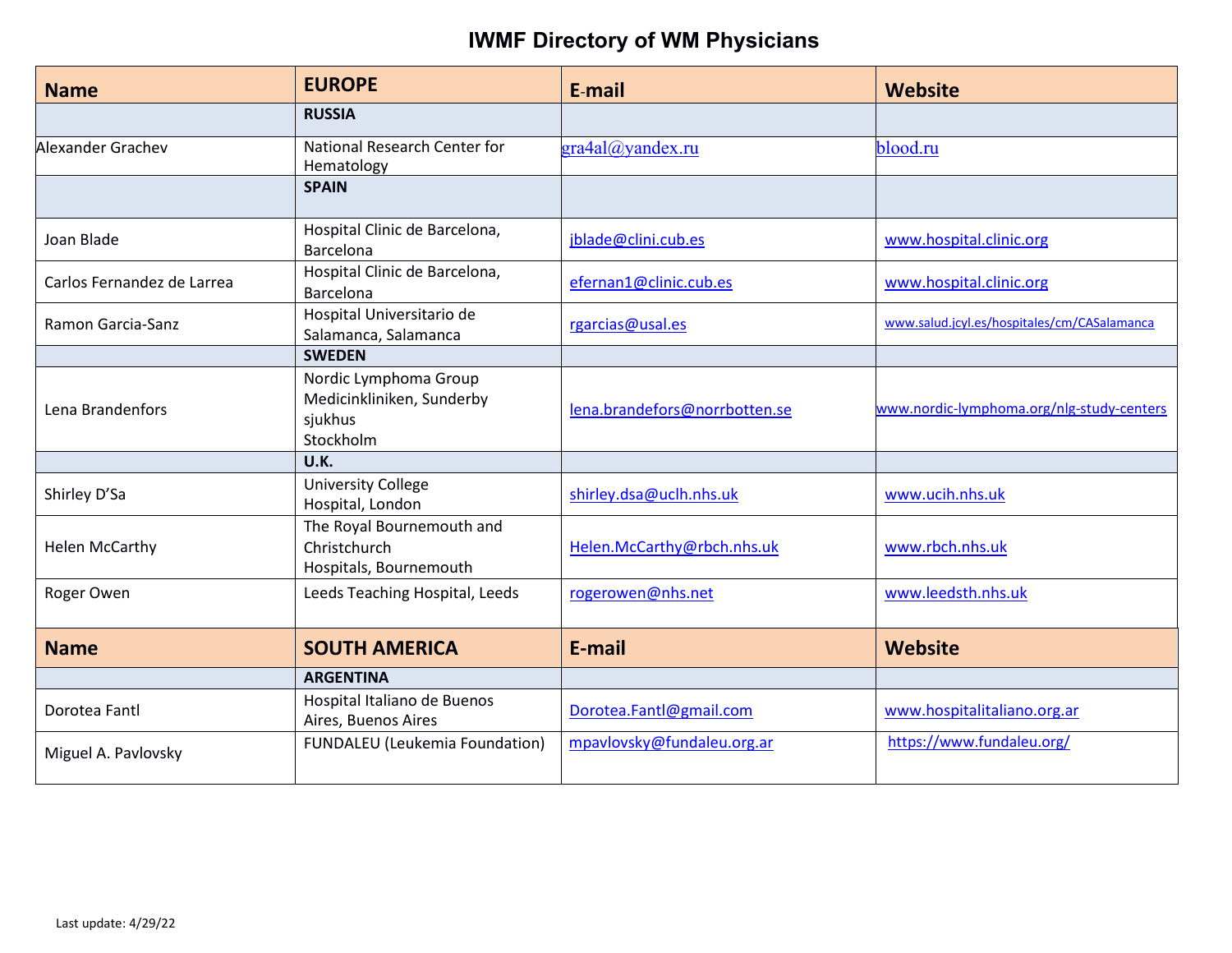# IWMF Directory of WM Physicians

| Name | EUROPE | E-mail | Website |
|---|---|---|---|
| | **RUSSIA** | | |
| Alexander Grachev | National Research Center for Hematology | gra4al@yandex.ru | blood.ru |
| | **SPAIN** | | |
| Joan Blade | Hospital Clinic de Barcelona, Barcelona | jblade@clini.cub.es | www.hospital.clinic.org |
| Carlos Fernandez de Larrea | Hospital Clinic de Barcelona, Barcelona | efernan1@clinic.cub.es | www.hospital.clinic.org |
| Ramon Garcia-Sanz | Hospital Universitario de Salamanca, Salamanca | rgarcias@usal.es | www.salud.jcyl.es/hospitales/cm/CASalamanca |
| | **SWEDEN** | | |
| Lena Brandenfors | Nordic Lymphoma Group Medicinkliniken, Sunderby sjukhus Stockholm | lena.brandefors@norrbotten.se | www.nordic-lymphoma.org/nlg-study-centers |
| | **U.K.** | | |
| Shirley D'Sa | University College Hospital, London | shirley.dsa@uclh.nhs.uk | www.ucih.nhs.uk |
| Helen McCarthy | The Royal Bournemouth and Christchurch Hospitals, Bournemouth | Helen.McCarthy@rbch.nhs.uk | www.rbch.nhs.uk |
| Roger Owen | Leeds Teaching Hospital, Leeds | rogerowen@nhs.net | www.leedsth.nhs.uk |
| **Name** | **SOUTH AMERICA** | **E-mail** | **Website** |
| | **ARGENTINA** | | |
| Dorotea Fantl | Hospital Italiano de Buenos Aires, Buenos Aires | Dorotea.Fantl@gmail.com | www.hospitalitaliano.org.ar |
| Miguel A. Pavlovsky | FUNDALEU (Leukemia Foundation) | mpavlovsky@fundaleu.org.ar | https://www.fundaleu.org/ |

Last update: 4/29/22